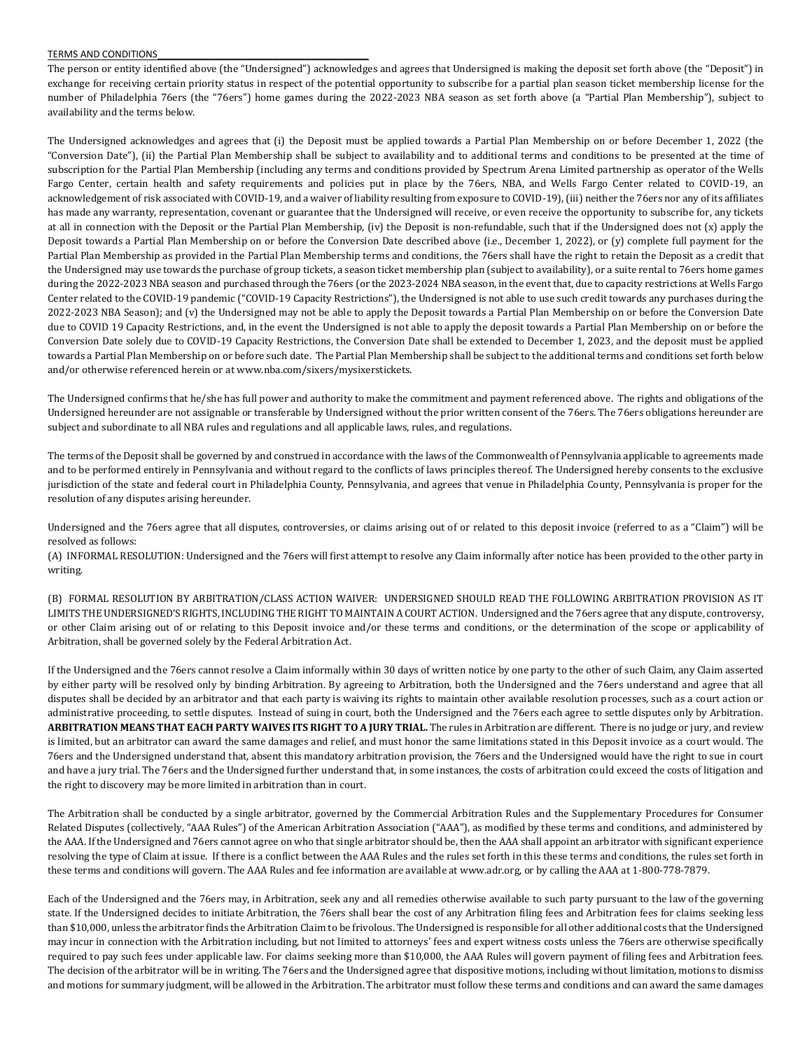TERMS AND CONDITIONS

The person or entity identified above (the "Undersigned") acknowledges and agrees that Undersigned is making the deposit set forth above (the "Deposit") in exchange for receiving certain priority status in respect of the potential opportunity to subscribe for a partial plan season ticket membership license for the number of Philadelphia 76ers (the "76ers") home games during the 2022-2023 NBA season as set forth above (a "Partial Plan Membership"), subject to availability and the terms below.

The Undersigned acknowledges and agrees that (i) the Deposit must be applied towards a Partial Plan Membership on or before December 1, 2022 (the "Conversion Date"), (ii) the Partial Plan Membership shall be subject to availability and to additional terms and conditions to be presented at the time of subscription for the Partial Plan Membership (including any terms and conditions provided by Spectrum Arena Limited partnership as operator of the Wells Fargo Center, certain health and safety requirements and policies put in place by the 76ers, NBA, and Wells Fargo Center related to COVID-19, an acknowledgement of risk associated with COVID-19, and a waiver of liability resulting from exposure to COVID-19), (iii) neither the 76ers nor any of its affiliates has made any warranty, representation, covenant or guarantee that the Undersigned will receive, or even receive the opportunity to subscribe for, any tickets at all in connection with the Deposit or the Partial Plan Membership, (iv) the Deposit is non-refundable, such that if the Undersigned does not (x) apply the Deposit towards a Partial Plan Membership on or before the Conversion Date described above (i.e., December 1, 2022), or (y) complete full payment for the Partial Plan Membership as provided in the Partial Plan Membership terms and conditions, the 76ers shall have the right to retain the Deposit as a credit that the Undersigned may use towards the purchase of group tickets, a season ticket membership plan (subject to availability), or a suite rental to 76ers home games during the 2022-2023 NBA season and purchased through the 76ers (or the 2023-2024 NBA season, in the event that, due to capacity restrictions at Wells Fargo Center related to the COVID-19 pandemic ("COVID-19 Capacity Restrictions"), the Undersigned is not able to use such credit towards any purchases during the 2022-2023 NBA Season); and (v) the Undersigned may not be able to apply the Deposit towards a Partial Plan Membership on or before the Conversion Date due to COVID 19 Capacity Restrictions, and, in the event the Undersigned is not able to apply the deposit towards a Partial Plan Membership on or before the Conversion Date solely due to COVID-19 Capacity Restrictions, the Conversion Date shall be extended to December 1, 2023, and the deposit must be applied towards a Partial Plan Membership on or before such date. The Partial Plan Membership shall be subject to the additional terms and conditions set forth below and/or otherwise referenced herein or at www.nba.com/sixers/mysixerstickets.

The Undersigned confirms that he/she has full power and authority to make the commitment and payment referenced above. The rights and obligations of the Undersigned hereunder are not assignable or transferable by Undersigned without the prior written consent of the 76ers. The 76ers obligations hereunder are subject and subordinate to all NBA rules and regulations and all applicable laws, rules, and regulations.

The terms of the Deposit shall be governed by and construed in accordance with the laws of the Commonwealth of Pennsylvania applicable to agreements made and to be performed entirely in Pennsylvania and without regard to the conflicts of laws principles thereof. The Undersigned hereby consents to the exclusive jurisdiction of the state and federal court in Philadelphia County, Pennsylvania, and agrees that venue in Philadelphia County, Pennsylvania is proper for the resolution of any disputes arising hereunder.

Undersigned and the 76ers agree that all disputes, controversies, or claims arising out of or related to this deposit invoice (referred to as a "Claim") will be resolved as follows:

(A) INFORMAL RESOLUTION: Undersigned and the 76ers will first attempt to resolve any Claim informally after notice has been provided to the other party in writing.

(B) FORMAL RESOLUTION BY ARBITRATION/CLASS ACTION WAIVER: UNDERSIGNED SHOULD READ THE FOLLOWING ARBITRATION PROVISION AS IT LIMITS THE UNDERSIGNED'S RIGHTS, INCLUDING THE RIGHT TO MAINTAIN A COURT ACTION. Undersigned and the 76ers agree that any dispute, controversy, or other Claim arising out of or relating to this Deposit invoice and/or these terms and conditions, or the determination of the scope or applicability of Arbitration, shall be governed solely by the Federal Arbitration Act.

If the Undersigned and the 76ers cannot resolve a Claim informally within 30 days of written notice by one party to the other of such Claim, any Claim asserted by either party will be resolved only by binding Arbitration. By agreeing to Arbitration, both the Undersigned and the 76ers understand and agree that all disputes shall be decided by an arbitrator and that each party is waiving its rights to maintain other available resolution processes, such as a court action or administrative proceeding, to settle disputes. Instead of suing in court, both the Undersigned and the 76ers each agree to settle disputes only by Arbitration. **ARBITRATION MEANS THAT EACH PARTY WAIVES ITS RIGHT TO A JURY TRIAL.** The rules in Arbitration are different. There is no judge or jury, and review is limited, but an arbitrator can award the same damages and relief, and must honor the same limitations stated in this Deposit invoice as a court would. The 76ers and the Undersigned understand that, absent this mandatory arbitration provision, the 76ers and the Undersigned would have the right to sue in court and have a jury trial. The 76ers and the Undersigned further understand that, in some instances, the costs of arbitration could exceed the costs of litigation and the right to discovery may be more limited in arbitration than in court.

The Arbitration shall be conducted by a single arbitrator, governed by the Commercial Arbitration Rules and the Supplementary Procedures for Consumer Related Disputes (collectively, "AAA Rules") of the American Arbitration Association ("AAA"), as modified by these terms and conditions, and administered by the AAA. If the Undersigned and 76ers cannot agree on who that single arbitrator should be, then the AAA shall appoint an arbitrator with significant experience resolving the type of Claim at issue. If there is a conflict between the AAA Rules and the rules set forth in this these terms and conditions, the rules set forth in these terms and conditions will govern. The AAA Rules and fee information are available at www.adr.org, or by calling the AAA at 1-800-778-7879.

Each of the Undersigned and the 76ers may, in Arbitration, seek any and all remedies otherwise available to such party pursuant to the law of the governing state. If the Undersigned decides to initiate Arbitration, the 76ers shall bear the cost of any Arbitration filing fees and Arbitration fees for claims seeking less than $10,000, unless the arbitrator finds the Arbitration Claim to be frivolous. The Undersigned is responsible for all other additional costs that the Undersigned may incur in connection with the Arbitration including, but not limited to attorneys' fees and expert witness costs unless the 76ers are otherwise specifically required to pay such fees under applicable law. For claims seeking more than $10,000, the AAA Rules will govern payment of filing fees and Arbitration fees. The decision of the arbitrator will be in writing. The 76ers and the Undersigned agree that dispositive motions, including without limitation, motions to dismiss and motions for summary judgment, will be allowed in the Arbitration. The arbitrator must follow these terms and conditions and can award the same damages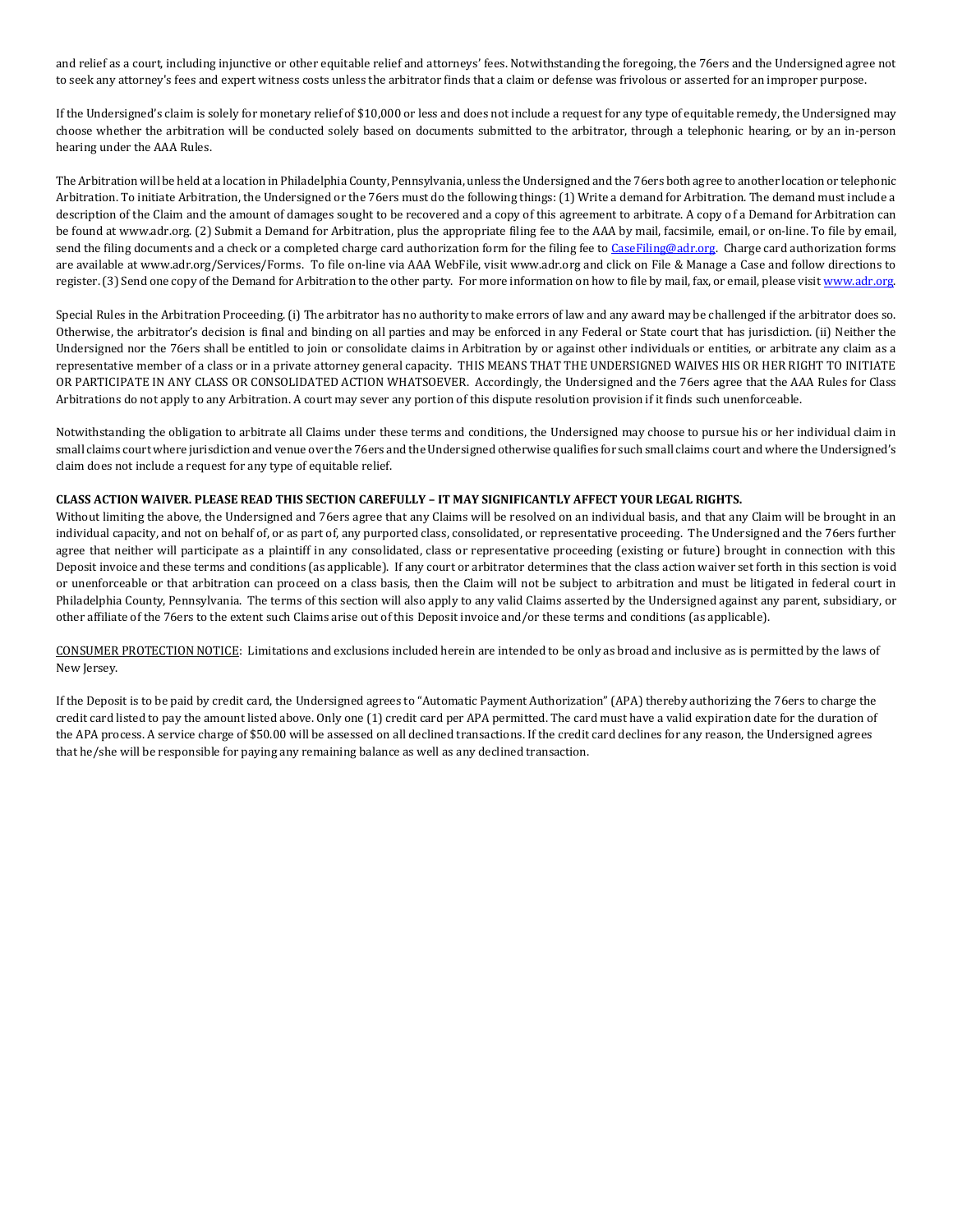and relief as a court, including injunctive or other equitable relief and attorneys' fees. Notwithstanding the foregoing, the 76ers and the Undersigned agree not to seek any attorney's fees and expert witness costs unless the arbitrator finds that a claim or defense was frivolous or asserted for an improper purpose.

If the Undersigned's claim is solely for monetary relief of $10,000 or less and does not include a request for any type of equitable remedy, the Undersigned may choose whether the arbitration will be conducted solely based on documents submitted to the arbitrator, through a telephonic hearing, or by an in-person hearing under the AAA Rules.

The Arbitration will be held at a location in Philadelphia County, Pennsylvania, unless the Undersigned and the 76ers both agree to another location or telephonic Arbitration. To initiate Arbitration, the Undersigned or the 76ers must do the following things: (1) Write a demand for Arbitration. The demand must include a description of the Claim and the amount of damages sought to be recovered and a copy of this agreement to arbitrate. A copy of a Demand for Arbitration can be found at www.adr.org. (2) Submit a Demand for Arbitration, plus the appropriate filing fee to the AAA by mail, facsimile, email, or on-line. To file by email, send the filing documents and a check or a completed charge card authorization form for the filing fee to CaseFiling@adr.org. Charge card authorization forms are available at www.adr.org/Services/Forms. To file on-line via AAA WebFile, visit www.adr.org and click on File & Manage a Case and follow directions to register. (3) Send one copy of the Demand for Arbitration to the other party. For more information on how to file by mail, fax, or email, please visit www.adr.org.

Special Rules in the Arbitration Proceeding. (i) The arbitrator has no authority to make errors of law and any award may be challenged if the arbitrator does so. Otherwise, the arbitrator's decision is final and binding on all parties and may be enforced in any Federal or State court that has jurisdiction. (ii) Neither the Undersigned nor the 76ers shall be entitled to join or consolidate claims in Arbitration by or against other individuals or entities, or arbitrate any claim as a representative member of a class or in a private attorney general capacity. THIS MEANS THAT THE UNDERSIGNED WAIVES HIS OR HER RIGHT TO INITIATE OR PARTICIPATE IN ANY CLASS OR CONSOLIDATED ACTION WHATSOEVER. Accordingly, the Undersigned and the 76ers agree that the AAA Rules for Class Arbitrations do not apply to any Arbitration. A court may sever any portion of this dispute resolution provision if it finds such unenforceable.

Notwithstanding the obligation to arbitrate all Claims under these terms and conditions, the Undersigned may choose to pursue his or her individual claim in small claims court where jurisdiction and venue over the 76ers and the Undersigned otherwise qualifies for such small claims court and where the Undersigned's claim does not include a request for any type of equitable relief.

**CLASS ACTION WAIVER. PLEASE READ THIS SECTION CAREFULLY – IT MAY SIGNIFICANTLY AFFECT YOUR LEGAL RIGHTS.**

Without limiting the above, the Undersigned and 76ers agree that any Claims will be resolved on an individual basis, and that any Claim will be brought in an individual capacity, and not on behalf of, or as part of, any purported class, consolidated, or representative proceeding. The Undersigned and the 76ers further agree that neither will participate as a plaintiff in any consolidated, class or representative proceeding (existing or future) brought in connection with this Deposit invoice and these terms and conditions (as applicable). If any court or arbitrator determines that the class action waiver set forth in this section is void or unenforceable or that arbitration can proceed on a class basis, then the Claim will not be subject to arbitration and must be litigated in federal court in Philadelphia County, Pennsylvania. The terms of this section will also apply to any valid Claims asserted by the Undersigned against any parent, subsidiary, or other affiliate of the 76ers to the extent such Claims arise out of this Deposit invoice and/or these terms and conditions (as applicable).

CONSUMER PROTECTION NOTICE: Limitations and exclusions included herein are intended to be only as broad and inclusive as is permitted by the laws of New Jersey.

If the Deposit is to be paid by credit card, the Undersigned agrees to "Automatic Payment Authorization" (APA) thereby authorizing the 76ers to charge the credit card listed to pay the amount listed above. Only one (1) credit card per APA permitted. The card must have a valid expiration date for the duration of the APA process. A service charge of $50.00 will be assessed on all declined transactions. If the credit card declines for any reason, the Undersigned agrees that he/she will be responsible for paying any remaining balance as well as any declined transaction.